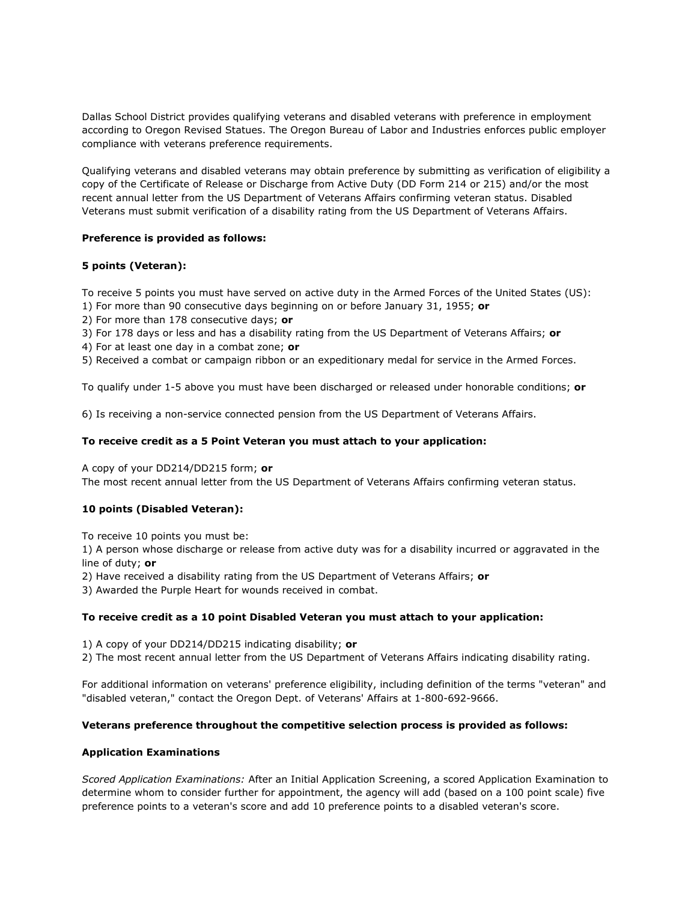Dallas School District provides qualifying veterans and disabled veterans with preference in employment according to Oregon Revised Statues. The Oregon Bureau of Labor and Industries enforces public employer compliance with veterans preference requirements.

Qualifying veterans and disabled veterans may obtain preference by submitting as verification of eligibility a copy of the Certificate of Release or Discharge from Active Duty (DD Form 214 or 215) and/or the most recent annual letter from the US Department of Veterans Affairs confirming veteran status. Disabled Veterans must submit verification of a disability rating from the US Department of Veterans Affairs.

**Preference is provided as follows:**

**5 points (Veteran):**

To receive 5 points you must have served on active duty in the Armed Forces of the United States (US):
1) For more than 90 consecutive days beginning on or before January 31, 1955; **or**
2) For more than 178 consecutive days; **or**
3) For 178 days or less and has a disability rating from the US Department of Veterans Affairs; **or**
4) For at least one day in a combat zone; **or**
5) Received a combat or campaign ribbon or an expeditionary medal for service in the Armed Forces.

To qualify under 1-5 above you must have been discharged or released under honorable conditions; **or**

6) Is receiving a non-service connected pension from the US Department of Veterans Affairs.

**To receive credit as a 5 Point Veteran you must attach to your application:**

A copy of your DD214/DD215 form; **or**
The most recent annual letter from the US Department of Veterans Affairs confirming veteran status.

**10 points (Disabled Veteran):**

To receive 10 points you must be:
1) A person whose discharge or release from active duty was for a disability incurred or aggravated in the line of duty; **or**
2) Have received a disability rating from the US Department of Veterans Affairs; **or**
3) Awarded the Purple Heart for wounds received in combat.

**To receive credit as a 10 point Disabled Veteran you must attach to your application:**

1) A copy of your DD214/DD215 indicating disability; **or**
2) The most recent annual letter from the US Department of Veterans Affairs indicating disability rating.

For additional information on veterans' preference eligibility, including definition of the terms "veteran" and "disabled veteran," contact the Oregon Dept. of Veterans' Affairs at 1-800-692-9666.

**Veterans preference throughout the competitive selection process is provided as follows:**

**Application Examinations**

*Scored Application Examinations:* After an Initial Application Screening, a scored Application Examination to determine whom to consider further for appointment, the agency will add (based on a 100 point scale) five preference points to a veteran's score and add 10 preference points to a disabled veteran's score.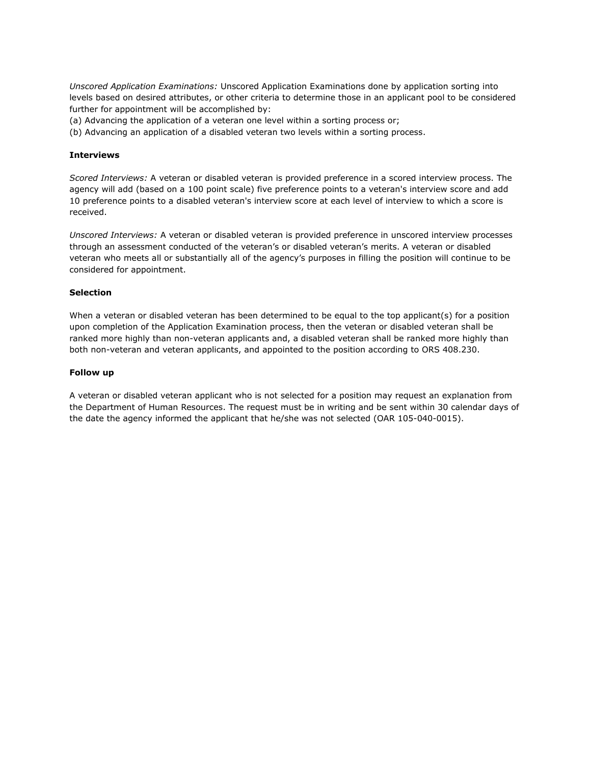*Unscored Application Examinations:* Unscored Application Examinations done by application sorting into levels based on desired attributes, or other criteria to determine those in an applicant pool to be considered further for appointment will be accomplished by:
(a) Advancing the application of a veteran one level within a sorting process or;
(b) Advancing an application of a disabled veteran two levels within a sorting process.

**Interviews**

*Scored Interviews:* A veteran or disabled veteran is provided preference in a scored interview process. The agency will add (based on a 100 point scale) five preference points to a veteran's interview score and add 10 preference points to a disabled veteran's interview score at each level of interview to which a score is received.

*Unscored Interviews:* A veteran or disabled veteran is provided preference in unscored interview processes through an assessment conducted of the veteran's or disabled veteran's merits. A veteran or disabled veteran who meets all or substantially all of the agency's purposes in filling the position will continue to be considered for appointment.

**Selection**

When a veteran or disabled veteran has been determined to be equal to the top applicant(s) for a position upon completion of the Application Examination process, then the veteran or disabled veteran shall be ranked more highly than non-veteran applicants and, a disabled veteran shall be ranked more highly than both non-veteran and veteran applicants, and appointed to the position according to ORS 408.230.

**Follow up**

A veteran or disabled veteran applicant who is not selected for a position may request an explanation from the Department of Human Resources. The request must be in writing and be sent within 30 calendar days of the date the agency informed the applicant that he/she was not selected (OAR 105-040-0015).